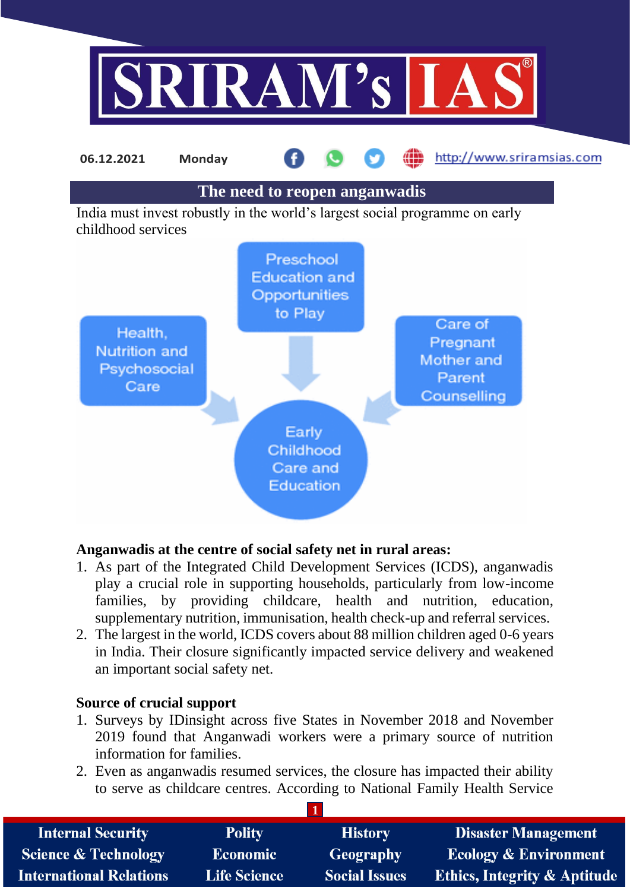06.12.2021 Monday

## The need to reopen anganwadis

India must invest robustly in the world's largest social programme on early childhood services

Preschool Education and Opportunities to Play

Health, Nutrition and Psychosocial Care

Care of Pregnant Mother and Parent Counselling

Early Childhood Care and Education

**Anganwadis at the centre of social safety net in rural areas:**

1. As part of the Integrated Child Development Services (ICDS), anganwadis play a crucial role in supporting households, particularly from low-income families, by providing childcare, health and nutrition, education, supplementary nutrition, immunisation, health check-up and referral services.
2. The largest in the world, ICDS covers about 88 million children aged 0-6 years in India. Their closure significantly impacted service delivery and weakened an important social safety net.

**Source of crucial support**

1. Surveys by IDinsight across five States in November 2018 and November 2019 found that Anganwadi workers were a primary source of nutrition information for families.
2. Even as anganwadis resumed services, the closure has impacted their ability to serve as childcare centres. According to National Family Health Service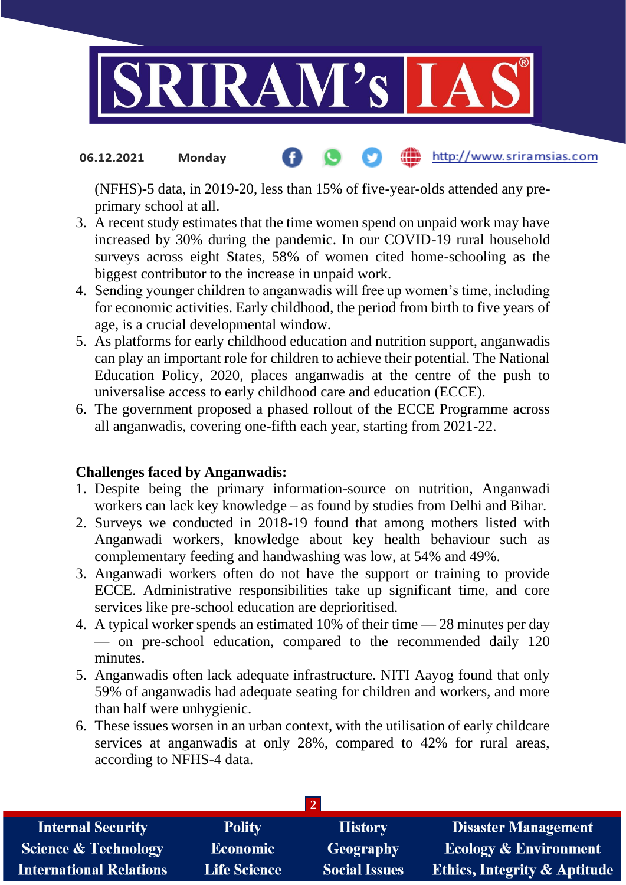(NFHS)-5 data, in 2019-20, less than 15% of five-year-olds attended any pre-primary school at all.

3. A recent study estimates that the time women spend on unpaid work may have increased by 30% during the pandemic. In our COVID-19 rural household surveys across eight States, 58% of women cited home-schooling as the biggest contributor to the increase in unpaid work.
4. Sending younger children to anganwadis will free up women's time, including for economic activities. Early childhood, the period from birth to five years of age, is a crucial developmental window.
5. As platforms for early childhood education and nutrition support, anganwadis can play an important role for children to achieve their potential. The National Education Policy, 2020, places anganwadis at the centre of the push to universalise access to early childhood care and education (ECCE).
6. The government proposed a phased rollout of the ECCE Programme across all anganwadis, covering one-fifth each year, starting from 2021-22.

**Challenges faced by Anganwadis:**

1. Despite being the primary information-source on nutrition, Anganwadi workers can lack key knowledge – as found by studies from Delhi and Bihar.
2. Surveys we conducted in 2018-19 found that among mothers listed with Anganwadi workers, knowledge about key health behaviour such as complementary feeding and handwashing was low, at 54% and 49%.
3. Anganwadi workers often do not have the support or training to provide ECCE. Administrative responsibilities take up significant time, and core services like pre-school education are deprioritised.
4. A typical worker spends an estimated 10% of their time — 28 minutes per day — on pre-school education, compared to the recommended daily 120 minutes.
5. Anganwadis often lack adequate infrastructure. NITI Aayog found that only 59% of anganwadis had adequate seating for children and workers, and more than half were unhygienic.
6. These issues worsen in an urban context, with the utilisation of early childcare services at anganwadis at only 28%, compared to 42% for rural areas, according to NFHS-4 data.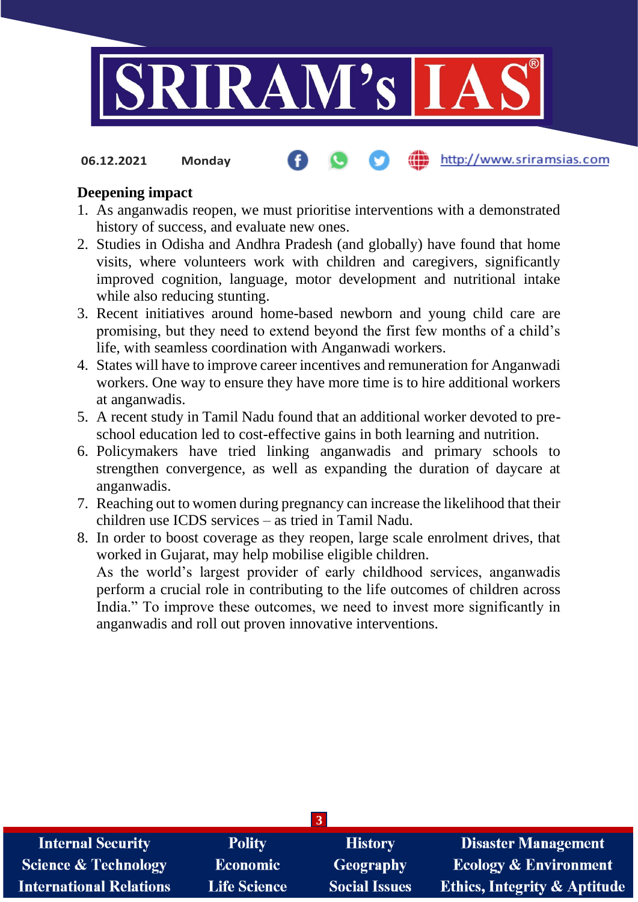**Deepening impact**

1. As anganwadis reopen, we must prioritise interventions with a demonstrated history of success, and evaluate new ones.
2. Studies in Odisha and Andhra Pradesh (and globally) have found that home visits, where volunteers work with children and caregivers, significantly improved cognition, language, motor development and nutritional intake while also reducing stunting.
3. Recent initiatives around home-based newborn and young child care are promising, but they need to extend beyond the first few months of a child's life, with seamless coordination with Anganwadi workers.
4. States will have to improve career incentives and remuneration for Anganwadi workers. One way to ensure they have more time is to hire additional workers at anganwadis.
5. A recent study in Tamil Nadu found that an additional worker devoted to pre-school education led to cost-effective gains in both learning and nutrition.
6. Policymakers have tried linking anganwadis and primary schools to strengthen convergence, as well as expanding the duration of daycare at anganwadis.
7. Reaching out to women during pregnancy can increase the likelihood that their children use ICDS services – as tried in Tamil Nadu.
8. In order to boost coverage as they reopen, large scale enrolment drives, that worked in Gujarat, may help mobilise eligible children.

   As the world's largest provider of early childhood services, anganwadis perform a crucial role in contributing to the life outcomes of children across India." To improve these outcomes, we need to invest more significantly in anganwadis and roll out proven innovative interventions.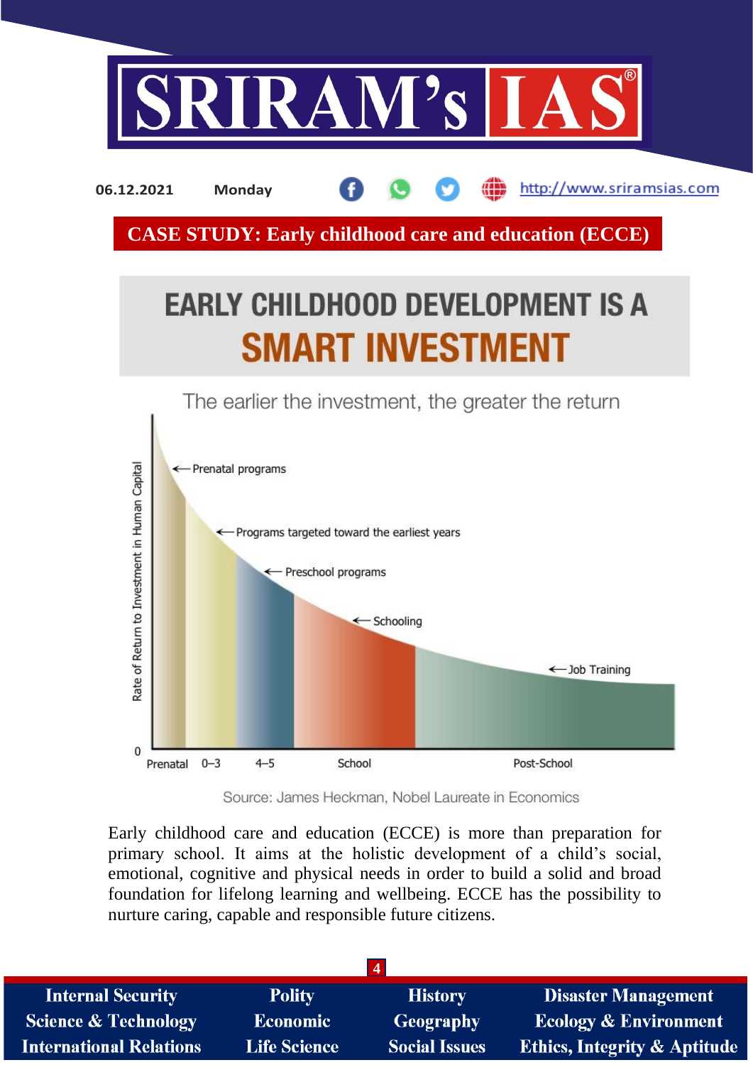## CASE STUDY: Early childhood care and education (ECCE)

# EARLY CHILDHOOD DEVELOPMENT IS A SMART INVESTMENT

The earlier the investment, the greater the return

Rate of Return to Investment in Human Capital

- Prenatal programs
- Programs targeted toward the earliest years
- Preschool programs
- Schooling
- Job Training

0 | Prenatal | 0–3 | 4–5 | School | Post-School

Source: James Heckman, Nobel Laureate in Economics

Early childhood care and education (ECCE) is more than preparation for primary school. It aims at the holistic development of a child's social, emotional, cognitive and physical needs in order to build a solid and broad foundation for lifelong learning and wellbeing. ECCE has the possibility to nurture caring, capable and responsible future citizens.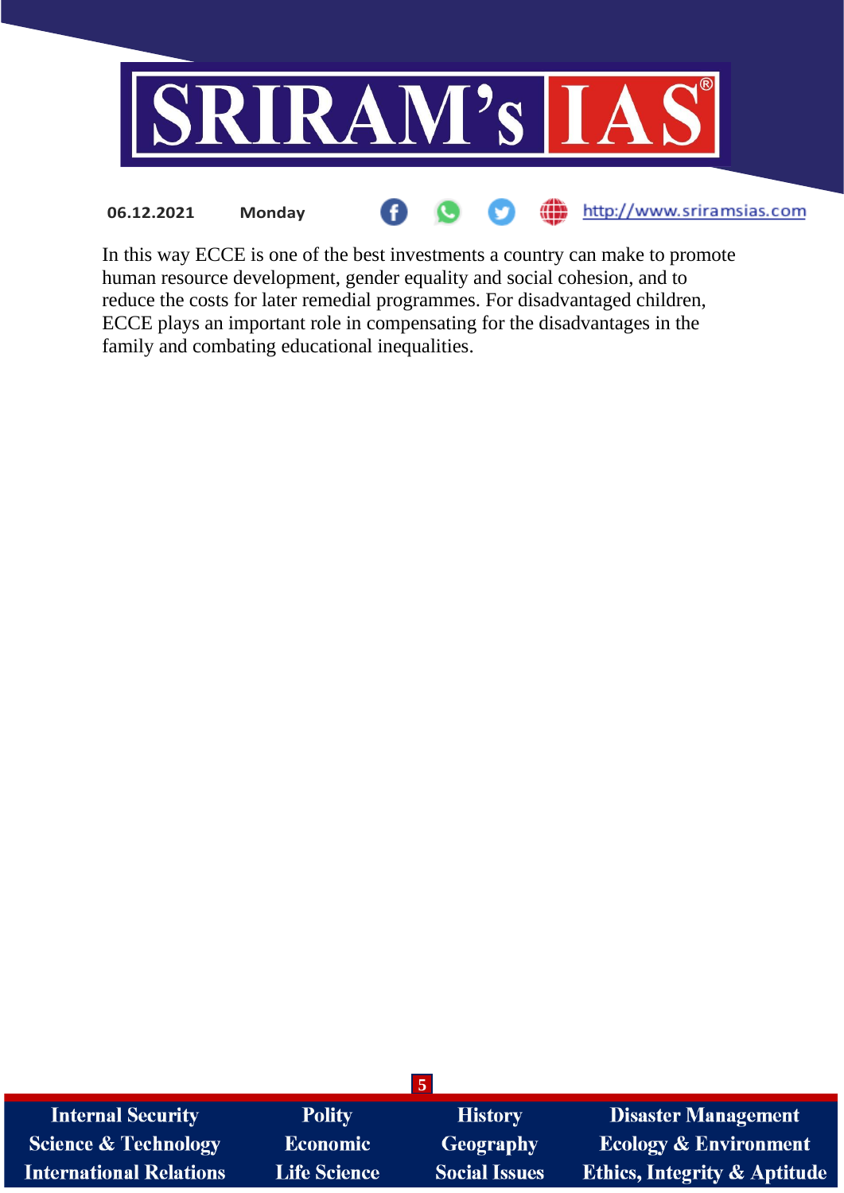In this way ECCE is one of the best investments a country can make to promote human resource development, gender equality and social cohesion, and to reduce the costs for later remedial programmes. For disadvantaged children, ECCE plays an important role in compensating for the disadvantages in the family and combating educational inequalities.